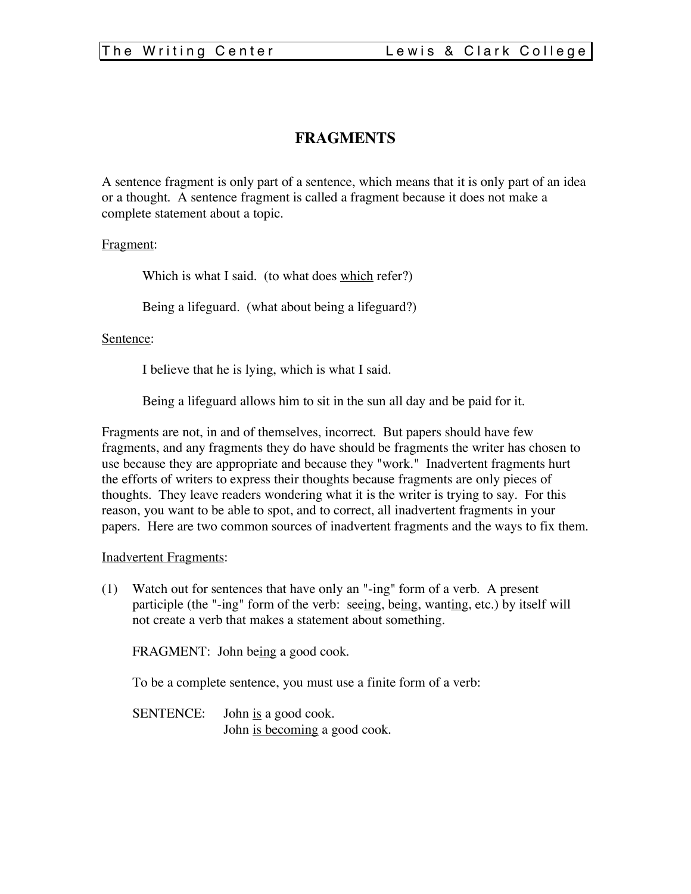# FRAGMENTS

A sentence fragment is only part of a sentence, which means that it is only part of an idea or a thought. A sentence fragment is called a fragment because it does not make a complete statement about a topic.

<u>Fragment</u>:

> Which is what I said. (to what does <u>which</u> refer?)
>
> Being a lifeguard. (what about being a lifeguard?)

<u>Sentence</u>:

> I believe that he is lying, which is what I said.
>
> Being a lifeguard allows him to sit in the sun all day and be paid for it.

Fragments are not, in and of themselves, incorrect. But papers should have few fragments, and any fragments they do have should be fragments the writer has chosen to use because they are appropriate and because they "work." Inadvertent fragments hurt the efforts of writers to express their thoughts because fragments are only pieces of thoughts. They leave readers wondering what it is the writer is trying to say. For this reason, you want to be able to spot, and to correct, all inadvertent fragments in your papers. Here are two common sources of inadvertent fragments and the ways to fix them.

<u>Inadvertent Fragments</u>:

(1) Watch out for sentences that have only an "-ing" form of a verb. A present participle (the "-ing" form of the verb: see<u>ing</u>, be<u>ing</u>, want<u>ing</u>, etc.) by itself will not create a verb that makes a statement about something.

FRAGMENT: John be<u>ing</u> a good cook.

To be a complete sentence, you must use a finite form of a verb:

SENTENCE: John <u>is</u> a good cook.
John <u>is becoming</u> a good cook.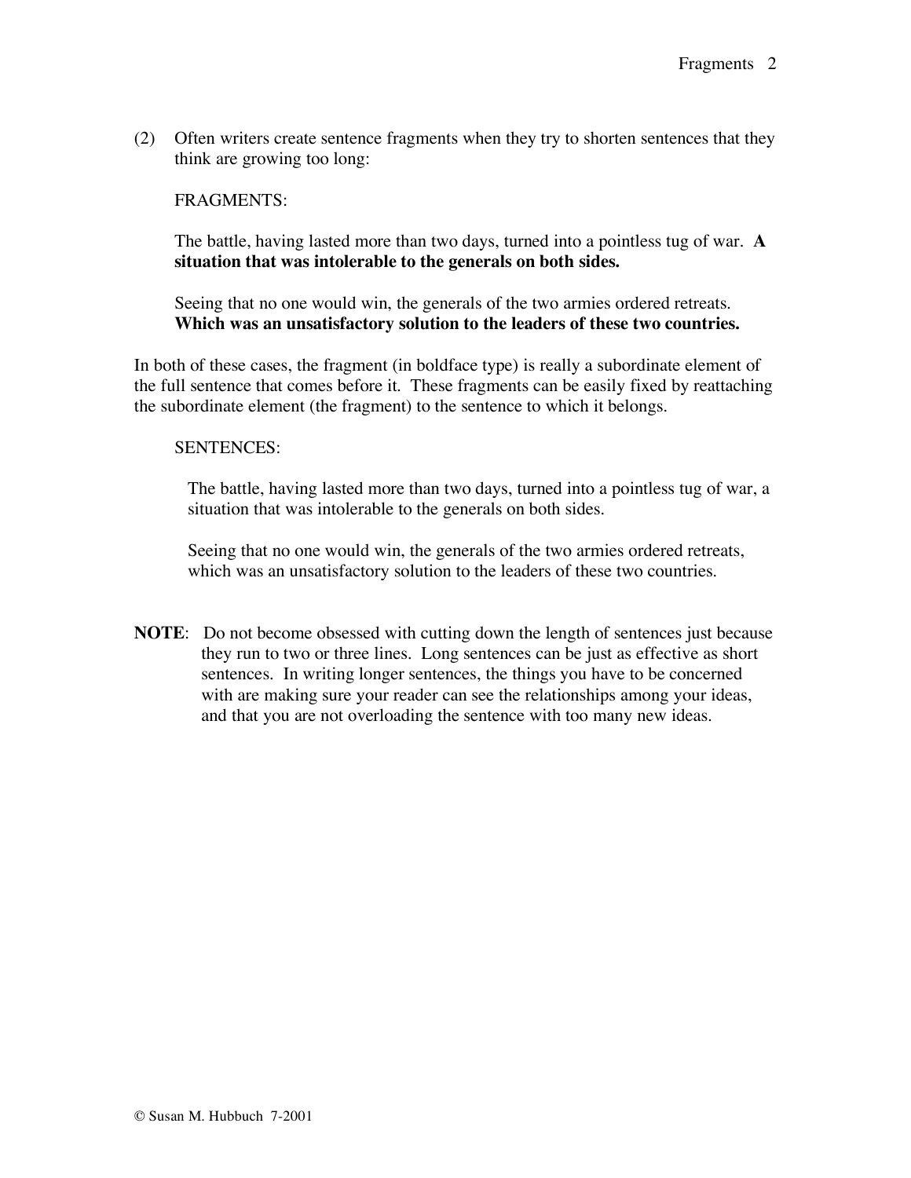(2) Often writers create sentence fragments when they try to shorten sentences that they think are growing too long:

FRAGMENTS:

The battle, having lasted more than two days, turned into a pointless tug of war. **A situation that was intolerable to the generals on both sides.**

Seeing that no one would win, the generals of the two armies ordered retreats. **Which was an unsatisfactory solution to the leaders of these two countries.**

In both of these cases, the fragment (in boldface type) is really a subordinate element of the full sentence that comes before it. These fragments can be easily fixed by reattaching the subordinate element (the fragment) to the sentence to which it belongs.

SENTENCES:

The battle, having lasted more than two days, turned into a pointless tug of war, a situation that was intolerable to the generals on both sides.

Seeing that no one would win, the generals of the two armies ordered retreats, which was an unsatisfactory solution to the leaders of these two countries.

**NOTE**: Do not become obsessed with cutting down the length of sentences just because they run to two or three lines. Long sentences can be just as effective as short sentences. In writing longer sentences, the things you have to be concerned with are making sure your reader can see the relationships among your ideas, and that you are not overloading the sentence with too many new ideas.

© Susan M. Hubbuch 7-2001